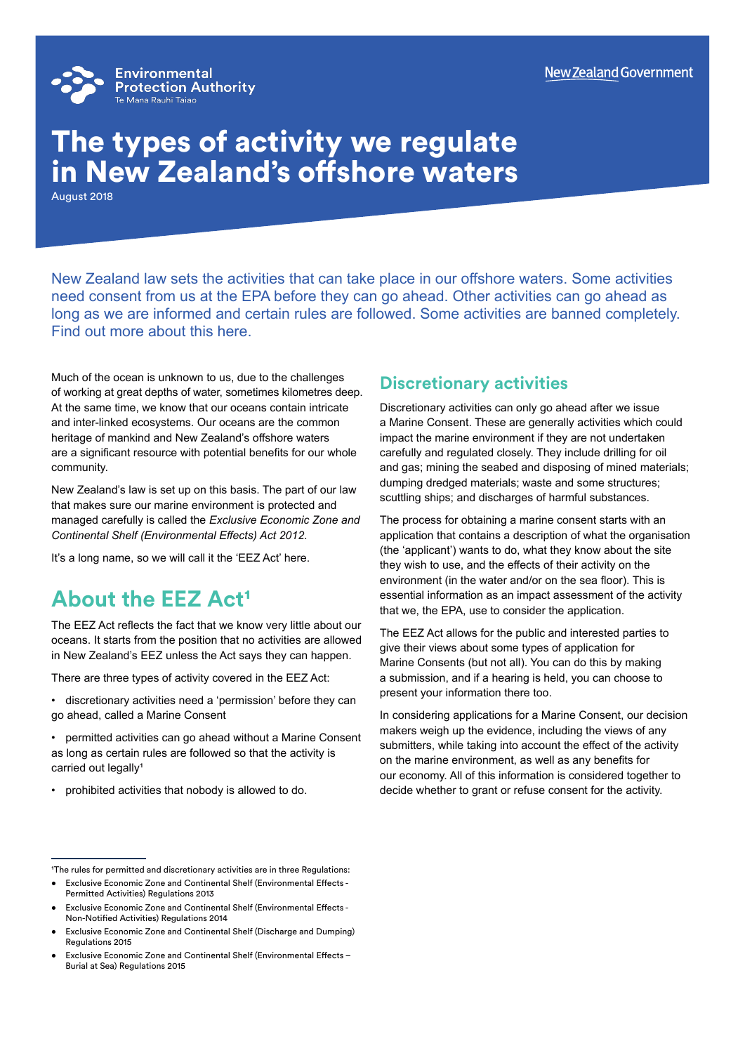Environmental Protection Authority
Te Mana Rauhī Taiao

New Zealand Government

# The types of activity we regulate in New Zealand's offshore waters

August 2018

New Zealand law sets the activities that can take place in our offshore waters. Some activities need consent from us at the EPA before they can go ahead. Other activities can go ahead as long as we are informed and certain rules are followed. Some activities are banned completely. Find out more about this here.

Much of the ocean is unknown to us, due to the challenges of working at great depths of water, sometimes kilometres deep. At the same time, we know that our oceans contain intricate and inter-linked ecosystems. Our oceans are the common heritage of mankind and New Zealand's offshore waters are a significant resource with potential benefits for our whole community.

New Zealand's law is set up on this basis. The part of our law that makes sure our marine environment is protected and managed carefully is called the *Exclusive Economic Zone and Continental Shelf (Environmental Effects) Act 2012*.

It's a long name, so we will call it the 'EEZ Act' here.

## About the EEZ Act[1]

The EEZ Act reflects the fact that we know very little about our oceans. It starts from the position that no activities are allowed in New Zealand's EEZ unless the Act says they can happen.

There are three types of activity covered in the EEZ Act:

- discretionary activities need a 'permission' before they can go ahead, called a Marine Consent
- permitted activities can go ahead without a Marine Consent as long as certain rules are followed so that the activity is carried out legally[1]
- prohibited activities that nobody is allowed to do.

## Discretionary activities

Discretionary activities can only go ahead after we issue a Marine Consent. These are generally activities which could impact the marine environment if they are not undertaken carefully and regulated closely. They include drilling for oil and gas; mining the seabed and disposing of mined materials; dumping dredged materials; waste and some structures; scuttling ships; and discharges of harmful substances.

The process for obtaining a marine consent starts with an application that contains a description of what the organisation (the 'applicant') wants to do, what they know about the site they wish to use, and the effects of their activity on the environment (in the water and/or on the sea floor). This is essential information as an impact assessment of the activity that we, the EPA, use to consider the application.

The EEZ Act allows for the public and interested parties to give their views about some types of application for Marine Consents (but not all). You can do this by making a submission, and if a hearing is held, you can choose to present your information there too.

In considering applications for a Marine Consent, our decision makers weigh up the evidence, including the views of any submitters, while taking into account the effect of the activity on the marine environment, as well as any benefits for our economy. All of this information is considered together to decide whether to grant or refuse consent for the activity.

---

[1] The rules for permitted and discretionary activities are in three Regulations:

- Exclusive Economic Zone and Continental Shelf (Environmental Effects - Permitted Activities) Regulations 2013
- Exclusive Economic Zone and Continental Shelf (Environmental Effects - Non-Notified Activities) Regulations 2014
- Exclusive Economic Zone and Continental Shelf (Discharge and Dumping) Regulations 2015
- Exclusive Economic Zone and Continental Shelf (Environmental Effects – Burial at Sea) Regulations 2015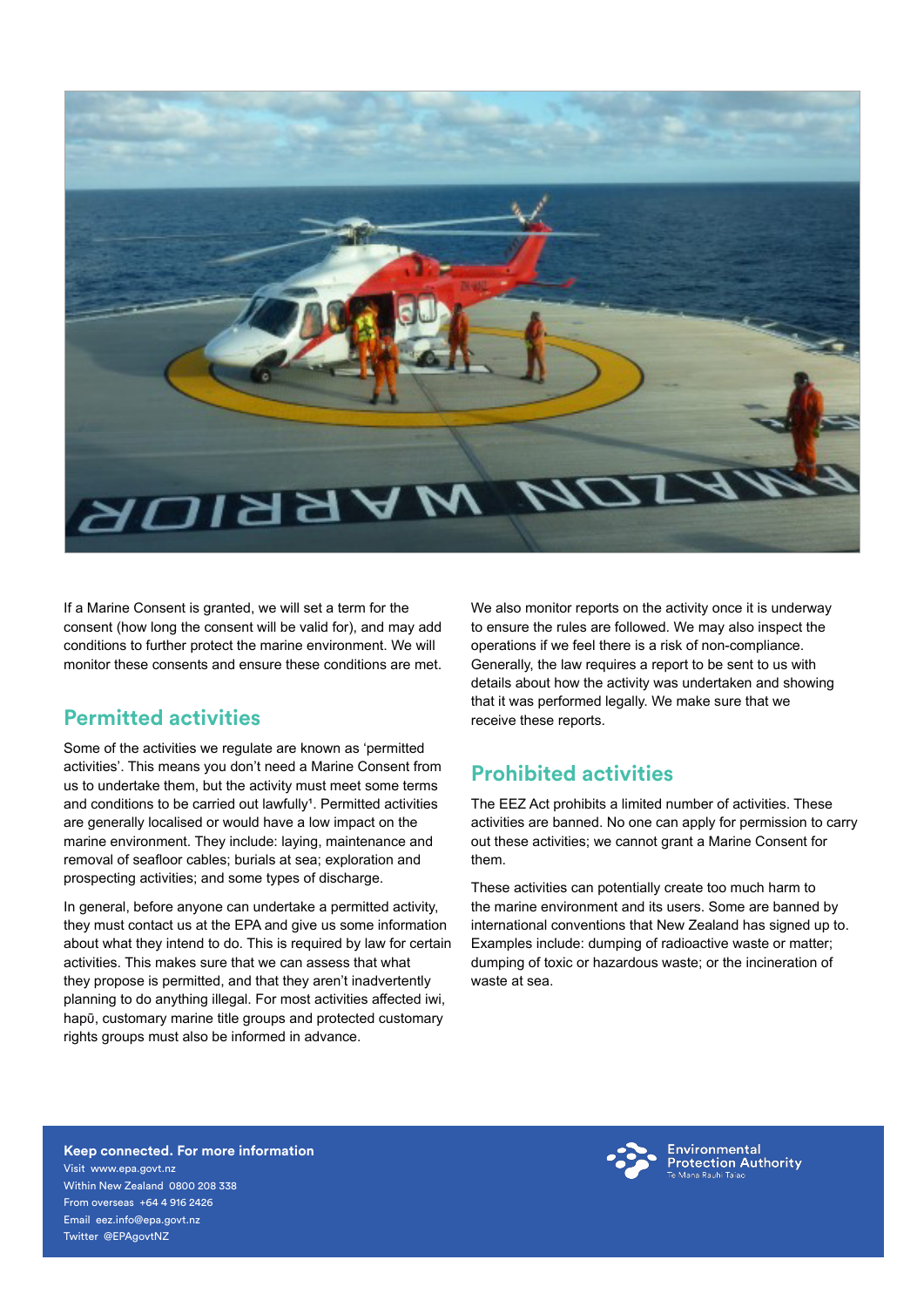If a Marine Consent is granted, we will set a term for the consent (how long the consent will be valid for), and may add conditions to further protect the marine environment. We will monitor these consents and ensure these conditions are met.

## Permitted activities

Some of the activities we regulate are known as 'permitted activities'. This means you don't need a Marine Consent from us to undertake them, but the activity must meet some terms and conditions to be carried out lawfully[1]. Permitted activities are generally localised or would have a low impact on the marine environment. They include: laying, maintenance and removal of seafloor cables; burials at sea; exploration and prospecting activities; and some types of discharge.

In general, before anyone can undertake a permitted activity, they must contact us at the EPA and give us some information about what they intend to do. This is required by law for certain activities. This makes sure that we can assess that what they propose is permitted, and that they aren't inadvertently planning to do anything illegal. For most activities affected iwi, hapū, customary marine title groups and protected customary rights groups must also be informed in advance.

We also monitor reports on the activity once it is underway to ensure the rules are followed. We may also inspect the operations if we feel there is a risk of non-compliance. Generally, the law requires a report to be sent to us with details about how the activity was undertaken and showing that it was performed legally. We make sure that we receive these reports.

## Prohibited activities

The EEZ Act prohibits a limited number of activities. These activities are banned. No one can apply for permission to carry out these activities; we cannot grant a Marine Consent for them.

These activities can potentially create too much harm to the marine environment and its users. Some are banned by international conventions that New Zealand has signed up to. Examples include: dumping of radioactive waste or matter; dumping of toxic or hazardous waste; or the incineration of waste at sea.

**Keep connected. For more information**

Visit www.epa.govt.nz
Within New Zealand 0800 208 338
From overseas +64 4 916 2426
Email eez.info@epa.govt.nz
Twitter @EPAgovtNZ

Environmental Protection Authority
Te Mana Rauhī Taiao